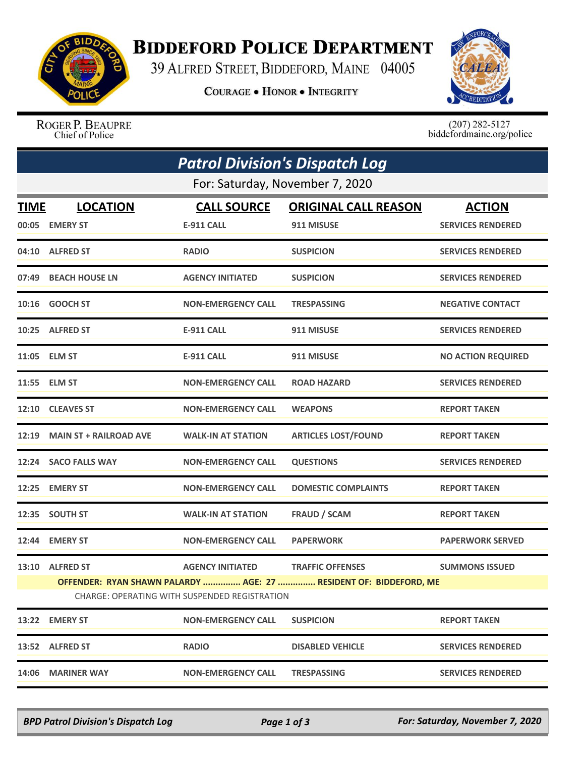# Biddeford Police Department

39 Alfred Street, Biddeford, Maine 04005

**Courage • Honor • Integrity**

Roger P. Beaupre
Chief of Police

(207) 282-5127
biddefordmaine.org/police

## Patrol Division's Dispatch Log

For: Saturday, November 7, 2020

| TIME | LOCATION | CALL SOURCE | ORIGINAL CALL REASON | ACTION |
|---|---|---|---|---|
| 00:05 | EMERY ST | E-911 CALL | 911 MISUSE | SERVICES RENDERED |
| 04:10 | ALFRED ST | RADIO | SUSPICION | SERVICES RENDERED |
| 07:49 | BEACH HOUSE LN | AGENCY INITIATED | SUSPICION | SERVICES RENDERED |
| 10:16 | GOOCH ST | NON-EMERGENCY CALL | TRESPASSING | NEGATIVE CONTACT |
| 10:25 | ALFRED ST | E-911 CALL | 911 MISUSE | SERVICES RENDERED |
| 11:05 | ELM ST | E-911 CALL | 911 MISUSE | NO ACTION REQUIRED |
| 11:55 | ELM ST | NON-EMERGENCY CALL | ROAD HAZARD | SERVICES RENDERED |
| 12:10 | CLEAVES ST | NON-EMERGENCY CALL | WEAPONS | REPORT TAKEN |
| 12:19 | MAIN ST + RAILROAD AVE | WALK-IN AT STATION | ARTICLES LOST/FOUND | REPORT TAKEN |
| 12:24 | SACO FALLS WAY | NON-EMERGENCY CALL | QUESTIONS | SERVICES RENDERED |
| 12:25 | EMERY ST | NON-EMERGENCY CALL | DOMESTIC COMPLAINTS | REPORT TAKEN |
| 12:35 | SOUTH ST | WALK-IN AT STATION | FRAUD / SCAM | REPORT TAKEN |
| 12:44 | EMERY ST | NON-EMERGENCY CALL | PAPERWORK | PAPERWORK SERVED |
| 13:10 | ALFRED ST | AGENCY INITIATED | TRAFFIC OFFENSES | SUMMONS ISSUED |

**OFFENDER: RYAN SHAWN PALARDY ............... AGE: 27 ............... RESIDENT OF: BIDDEFORD, ME**

CHARGE: OPERATING WITH SUSPENDED REGISTRATION

| TIME | LOCATION | CALL SOURCE | ORIGINAL CALL REASON | ACTION |
|---|---|---|---|---|
| 13:22 | EMERY ST | NON-EMERGENCY CALL | SUSPICION | REPORT TAKEN |
| 13:52 | ALFRED ST | RADIO | DISABLED VEHICLE | SERVICES RENDERED |
| 14:06 | MARINER WAY | NON-EMERGENCY CALL | TRESPASSING | SERVICES RENDERED |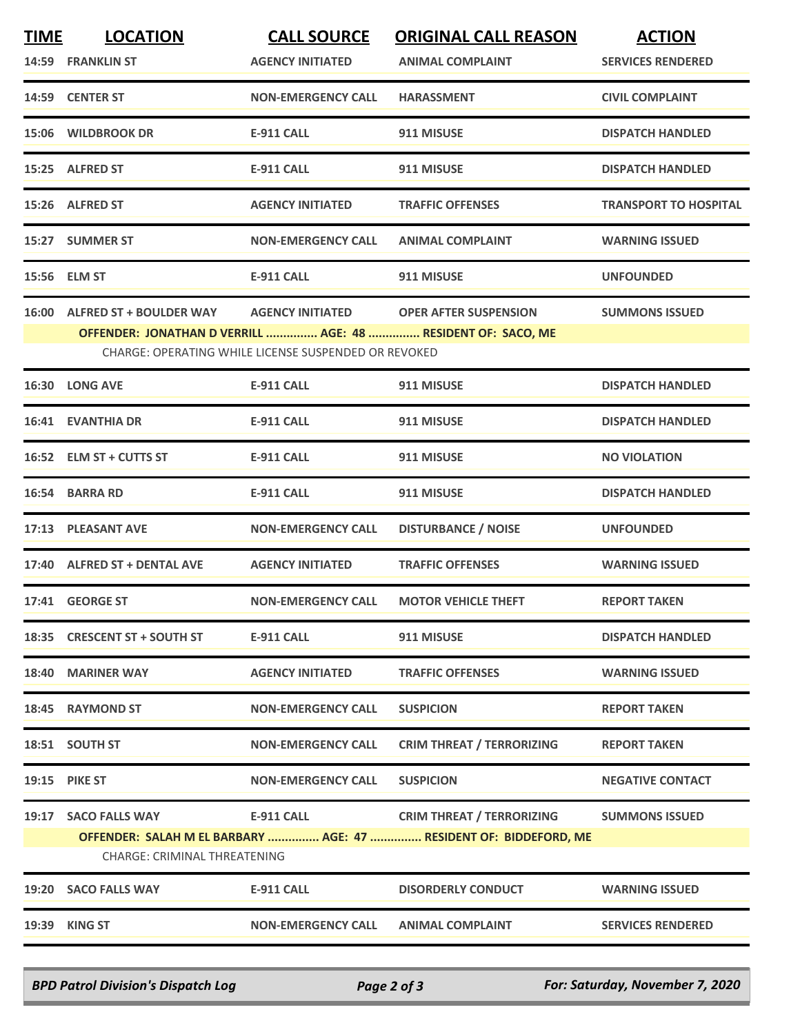| TIME | LOCATION | CALL SOURCE | ORIGINAL CALL REASON | ACTION |
|---|---|---|---|---|
| 14:59 | FRANKLIN ST | AGENCY INITIATED | ANIMAL COMPLAINT | SERVICES RENDERED |
| 14:59 | CENTER ST | NON-EMERGENCY CALL | HARASSMENT | CIVIL COMPLAINT |
| 15:06 | WILDBROOK DR | E-911 CALL | 911 MISUSE | DISPATCH HANDLED |
| 15:25 | ALFRED ST | E-911 CALL | 911 MISUSE | DISPATCH HANDLED |
| 15:26 | ALFRED ST | AGENCY INITIATED | TRAFFIC OFFENSES | TRANSPORT TO HOSPITAL |
| 15:27 | SUMMER ST | NON-EMERGENCY CALL | ANIMAL COMPLAINT | WARNING ISSUED |
| 15:56 | ELM ST | E-911 CALL | 911 MISUSE | UNFOUNDED |
| 16:00 | ALFRED ST + BOULDER WAY | AGENCY INITIATED | OPER AFTER SUSPENSION | SUMMONS ISSUED |
| | OFFENDER: JONATHAN D VERRILL ............... AGE: 48 ............... RESIDENT OF: SACO, ME | | | |
| | CHARGE: OPERATING WHILE LICENSE SUSPENDED OR REVOKED | | | |
| 16:30 | LONG AVE | E-911 CALL | 911 MISUSE | DISPATCH HANDLED |
| 16:41 | EVANTHIA DR | E-911 CALL | 911 MISUSE | DISPATCH HANDLED |
| 16:52 | ELM ST + CUTTS ST | E-911 CALL | 911 MISUSE | NO VIOLATION |
| 16:54 | BARRA RD | E-911 CALL | 911 MISUSE | DISPATCH HANDLED |
| 17:13 | PLEASANT AVE | NON-EMERGENCY CALL | DISTURBANCE / NOISE | UNFOUNDED |
| 17:40 | ALFRED ST + DENTAL AVE | AGENCY INITIATED | TRAFFIC OFFENSES | WARNING ISSUED |
| 17:41 | GEORGE ST | NON-EMERGENCY CALL | MOTOR VEHICLE THEFT | REPORT TAKEN |
| 18:35 | CRESCENT ST + SOUTH ST | E-911 CALL | 911 MISUSE | DISPATCH HANDLED |
| 18:40 | MARINER WAY | AGENCY INITIATED | TRAFFIC OFFENSES | WARNING ISSUED |
| 18:45 | RAYMOND ST | NON-EMERGENCY CALL | SUSPICION | REPORT TAKEN |
| 18:51 | SOUTH ST | NON-EMERGENCY CALL | CRIM THREAT / TERRORIZING | REPORT TAKEN |
| 19:15 | PIKE ST | NON-EMERGENCY CALL | SUSPICION | NEGATIVE CONTACT |
| 19:17 | SACO FALLS WAY | E-911 CALL | CRIM THREAT / TERRORIZING | SUMMONS ISSUED |
| | OFFENDER: SALAH M EL BARBARY ............... AGE: 47 ............... RESIDENT OF: BIDDEFORD, ME | | | |
| | CHARGE: CRIMINAL THREATENING | | | |
| 19:20 | SACO FALLS WAY | E-911 CALL | DISORDERLY CONDUCT | WARNING ISSUED |
| 19:39 | KING ST | NON-EMERGENCY CALL | ANIMAL COMPLAINT | SERVICES RENDERED |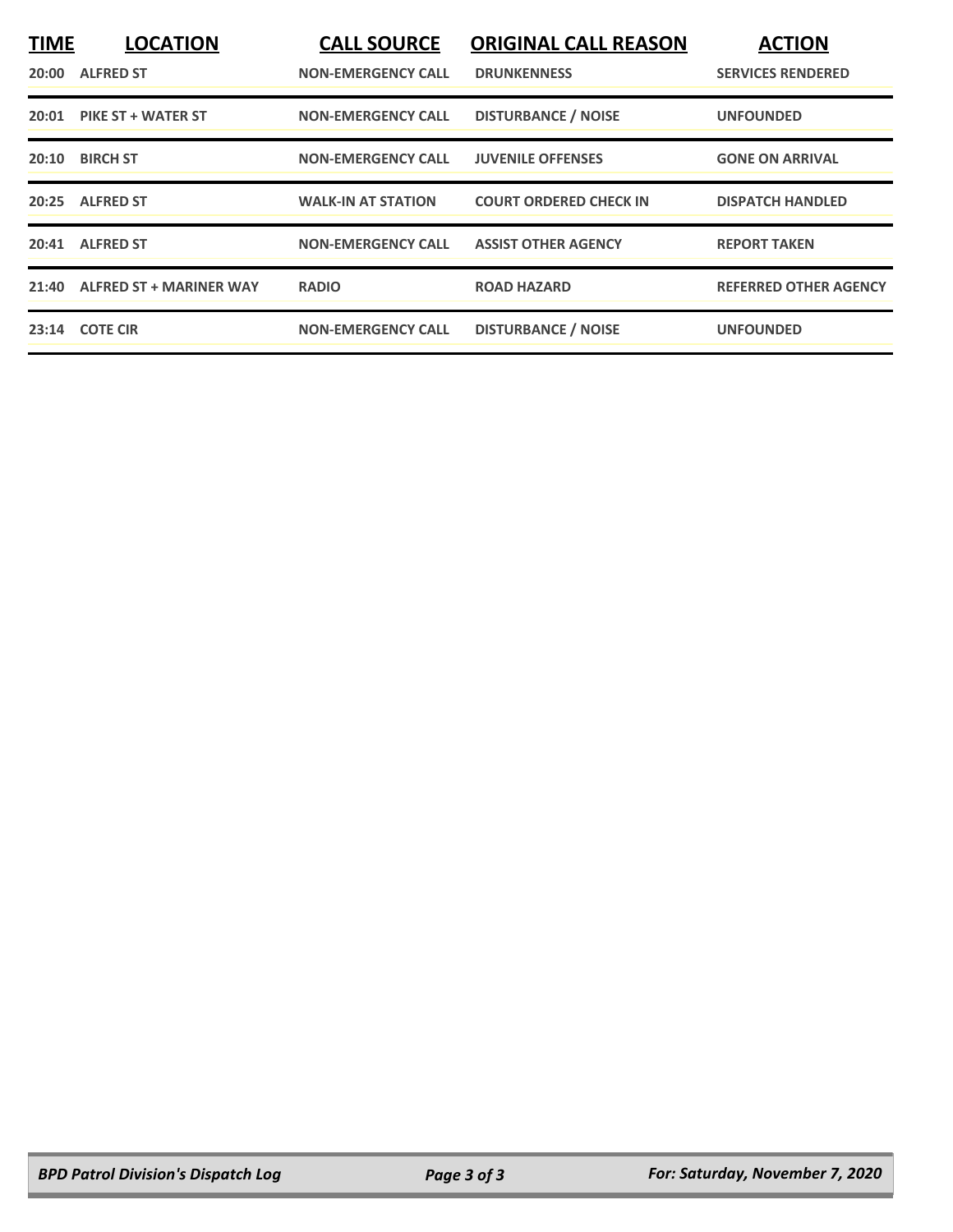| TIME | LOCATION | CALL SOURCE | ORIGINAL CALL REASON | ACTION |
|---|---|---|---|---|
| 20:00 | ALFRED ST | NON-EMERGENCY CALL | DRUNKENNESS | SERVICES RENDERED |
| 20:01 | PIKE ST + WATER ST | NON-EMERGENCY CALL | DISTURBANCE / NOISE | UNFOUNDED |
| 20:10 | BIRCH ST | NON-EMERGENCY CALL | JUVENILE OFFENSES | GONE ON ARRIVAL |
| 20:25 | ALFRED ST | WALK-IN AT STATION | COURT ORDERED CHECK IN | DISPATCH HANDLED |
| 20:41 | ALFRED ST | NON-EMERGENCY CALL | ASSIST OTHER AGENCY | REPORT TAKEN |
| 21:40 | ALFRED ST + MARINER WAY | RADIO | ROAD HAZARD | REFERRED OTHER AGENCY |
| 23:14 | COTE CIR | NON-EMERGENCY CALL | DISTURBANCE / NOISE | UNFOUNDED |